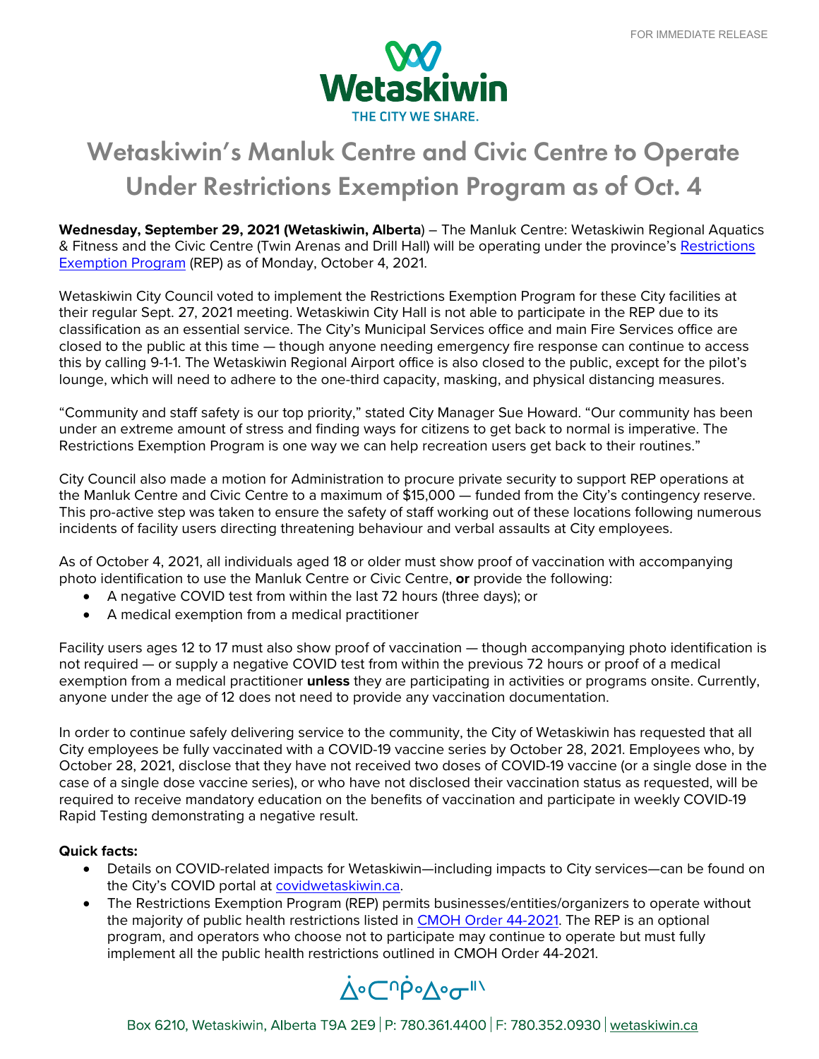FOR IMMEDIATE RELEASE

Wetaskiwin
THE CITY WE SHARE.

# Wetaskiwin's Manluk Centre and Civic Centre to Operate Under Restrictions Exemption Program as of Oct. 4

**Wednesday, September 29, 2021 (Wetaskiwin, Alberta**) – The Manluk Centre: Wetaskiwin Regional Aquatics & Fitness and the Civic Centre (Twin Arenas and Drill Hall) will be operating under the province's Restrictions Exemption Program (REP) as of Monday, October 4, 2021.

Wetaskiwin City Council voted to implement the Restrictions Exemption Program for these City facilities at their regular Sept. 27, 2021 meeting. Wetaskiwin City Hall is not able to participate in the REP due to its classification as an essential service. The City's Municipal Services office and main Fire Services office are closed to the public at this time — though anyone needing emergency fire response can continue to access this by calling 9-1-1. The Wetaskiwin Regional Airport office is also closed to the public, except for the pilot's lounge, which will need to adhere to the one-third capacity, masking, and physical distancing measures.

"Community and staff safety is our top priority," stated City Manager Sue Howard. "Our community has been under an extreme amount of stress and finding ways for citizens to get back to normal is imperative. The Restrictions Exemption Program is one way we can help recreation users get back to their routines."

City Council also made a motion for Administration to procure private security to support REP operations at the Manluk Centre and Civic Centre to a maximum of $15,000 — funded from the City's contingency reserve. This pro-active step was taken to ensure the safety of staff working out of these locations following numerous incidents of facility users directing threatening behaviour and verbal assaults at City employees.

As of October 4, 2021, all individuals aged 18 or older must show proof of vaccination with accompanying photo identification to use the Manluk Centre or Civic Centre, **or** provide the following:

- A negative COVID test from within the last 72 hours (three days); or
- A medical exemption from a medical practitioner

Facility users ages 12 to 17 must also show proof of vaccination — though accompanying photo identification is not required — or supply a negative COVID test from within the previous 72 hours or proof of a medical exemption from a medical practitioner **unless** they are participating in activities or programs onsite. Currently, anyone under the age of 12 does not need to provide any vaccination documentation.

In order to continue safely delivering service to the community, the City of Wetaskiwin has requested that all City employees be fully vaccinated with a COVID-19 vaccine series by October 28, 2021. Employees who, by October 28, 2021, disclose that they have not received two doses of COVID-19 vaccine (or a single dose in the case of a single dose vaccine series), or who have not disclosed their vaccination status as requested, will be required to receive mandatory education on the benefits of vaccination and participate in weekly COVID-19 Rapid Testing demonstrating a negative result.

**Quick facts:**

- Details on COVID-related impacts for Wetaskiwin—including impacts to City services—can be found on the City's COVID portal at covidwetaskiwin.ca.
- The Restrictions Exemption Program (REP) permits businesses/entities/organizers to operate without the majority of public health restrictions listed in CMOH Order 44-2021. The REP is an optional program, and operators who choose not to participate may continue to operate but must fully implement all the public health restrictions outlined in CMOH Order 44-2021.

ᐏᒣᐢᑮᐚᐢᑲᓂᕽ

Box 6210, Wetaskiwin, Alberta T9A 2E9 | P: 780.361.4400 | F: 780.352.0930 | wetaskiwin.ca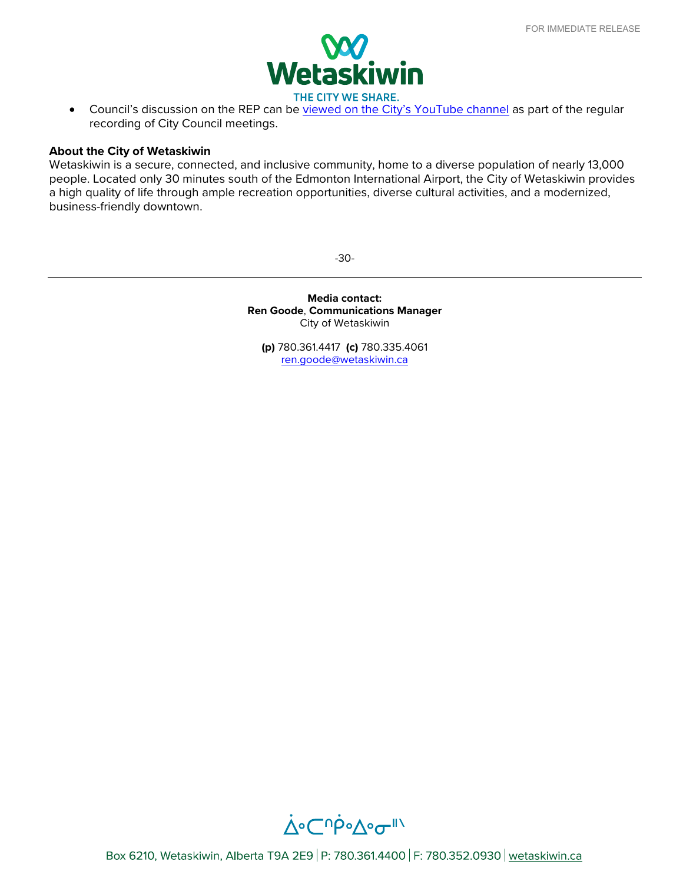- Council's discussion on the REP can be viewed on the City's YouTube channel as part of the regular recording of City Council meetings.

**About the City of Wetaskiwin**
Wetaskiwin is a secure, connected, and inclusive community, home to a diverse population of nearly 13,000 people. Located only 30 minutes south of the Edmonton International Airport, the City of Wetaskiwin provides a high quality of life through ample recreation opportunities, diverse cultural activities, and a modernized, business-friendly downtown.

-30-

---

**Media contact:**
**Ren Goode**, **Communications Manager**
City of Wetaskiwin

**(p)** 780.361.4417 **(c)** 780.335.4061
ren.goode@wetaskiwin.ca